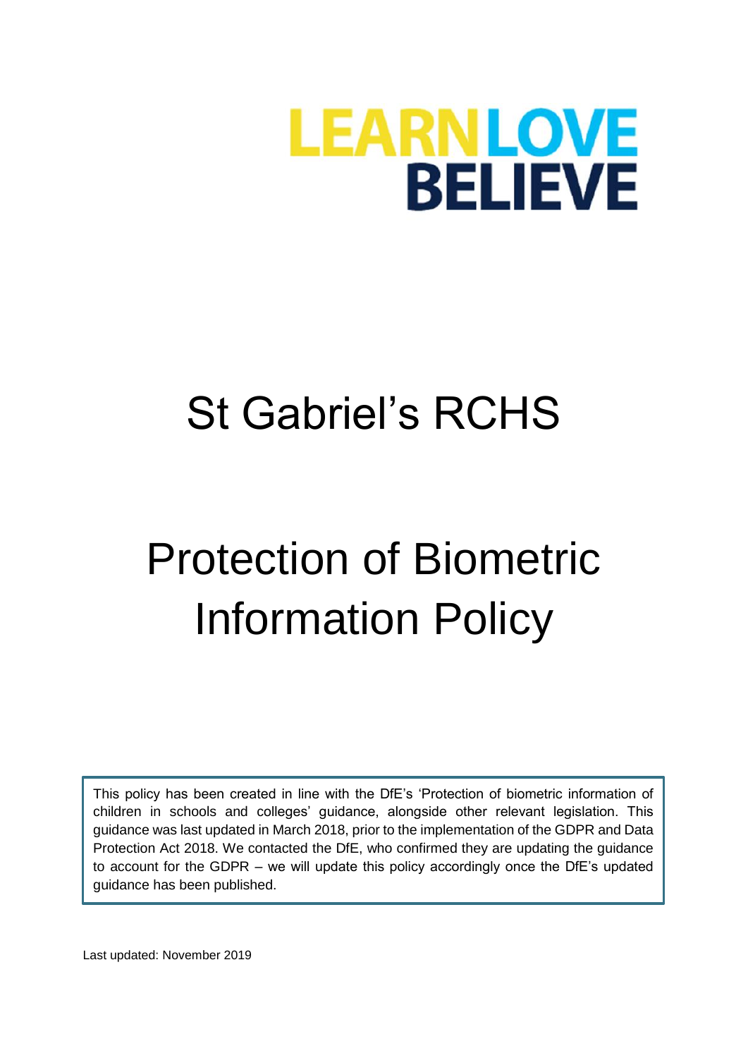LEARN LOVE BELIEVE

# St Gabriel's RCHS

# Protection of Biometric Information Policy

This policy has been created in line with the DfE's 'Protection of biometric information of children in schools and colleges' guidance, alongside other relevant legislation. This guidance was last updated in March 2018, prior to the implementation of the GDPR and Data Protection Act 2018. We contacted the DfE, who confirmed they are updating the guidance to account for the GDPR – we will update this policy accordingly once the DfE's updated guidance has been published.

Last updated: November 2019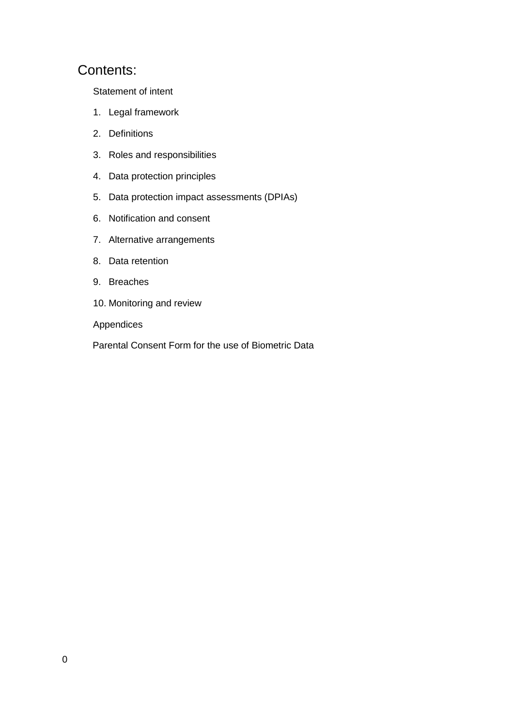# Contents:

Statement of intent

1. Legal framework
2. Definitions
3. Roles and responsibilities
4. Data protection principles
5. Data protection impact assessments (DPIAs)
6. Notification and consent
7. Alternative arrangements
8. Data retention
9. Breaches
10. Monitoring and review

Appendices

Parental Consent Form for the use of Biometric Data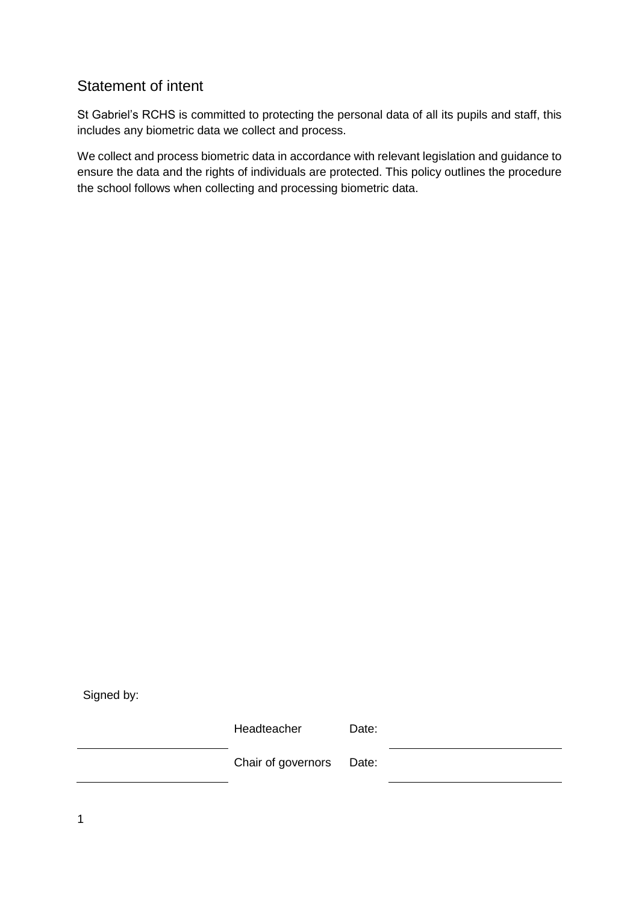## Statement of intent

St Gabriel's RCHS is committed to protecting the personal data of all its pupils and staff, this includes any biometric data we collect and process.

We collect and process biometric data in accordance with relevant legislation and guidance to ensure the data and the rights of individuals are protected. This policy outlines the procedure the school follows when collecting and processing biometric data.

Signed by:

| | | | |
|---|---|---|---|
| | Headteacher | Date: | |
| | Chair of governors | Date: | |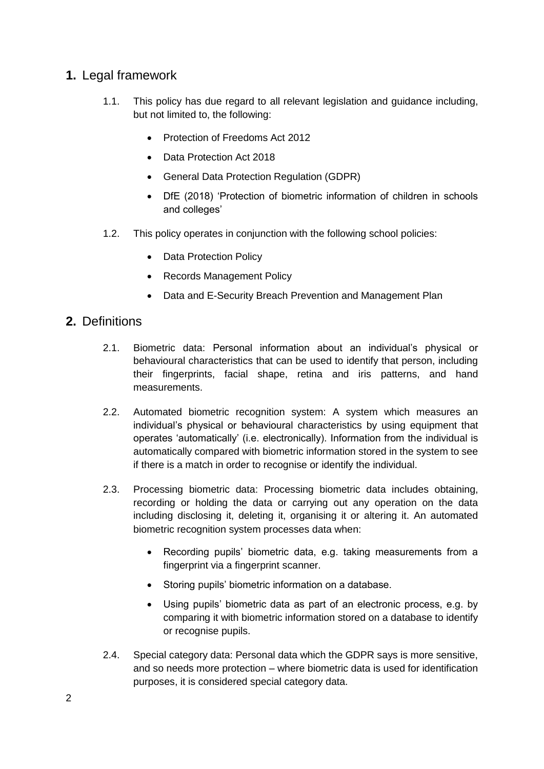## 1. Legal framework

1.1. This policy has due regard to all relevant legislation and guidance including, but not limited to, the following:

- Protection of Freedoms Act 2012
- Data Protection Act 2018
- General Data Protection Regulation (GDPR)
- DfE (2018) 'Protection of biometric information of children in schools and colleges'

1.2. This policy operates in conjunction with the following school policies:

- Data Protection Policy
- Records Management Policy
- Data and E-Security Breach Prevention and Management Plan

## 2. Definitions

2.1. Biometric data: Personal information about an individual's physical or behavioural characteristics that can be used to identify that person, including their fingerprints, facial shape, retina and iris patterns, and hand measurements.

2.2. Automated biometric recognition system: A system which measures an individual's physical or behavioural characteristics by using equipment that operates 'automatically' (i.e. electronically). Information from the individual is automatically compared with biometric information stored in the system to see if there is a match in order to recognise or identify the individual.

2.3. Processing biometric data: Processing biometric data includes obtaining, recording or holding the data or carrying out any operation on the data including disclosing it, deleting it, organising it or altering it. An automated biometric recognition system processes data when:

- Recording pupils' biometric data, e.g. taking measurements from a fingerprint via a fingerprint scanner.
- Storing pupils' biometric information on a database.
- Using pupils' biometric data as part of an electronic process, e.g. by comparing it with biometric information stored on a database to identify or recognise pupils.

2.4. Special category data: Personal data which the GDPR says is more sensitive, and so needs more protection – where biometric data is used for identification purposes, it is considered special category data.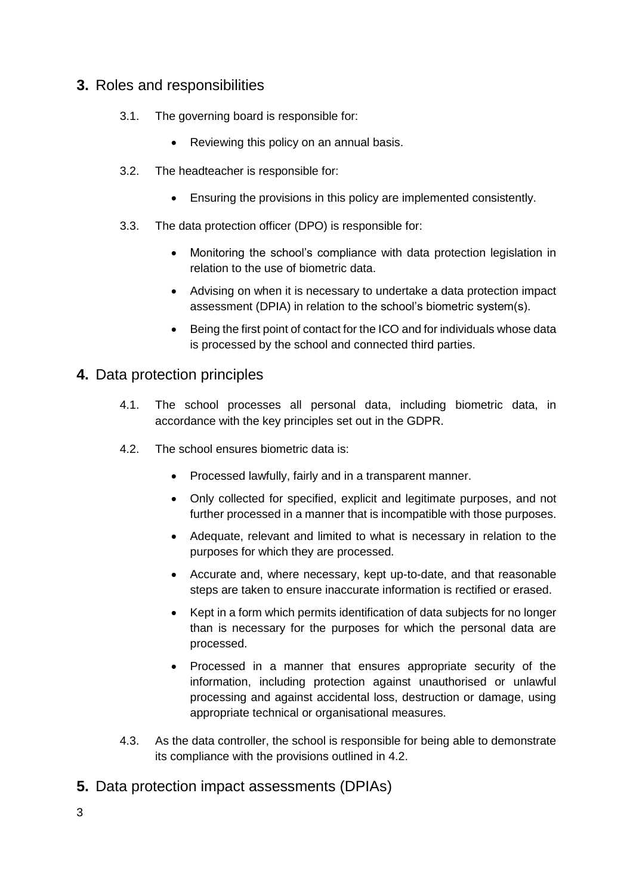## 3. Roles and responsibilities

3.1. The governing board is responsible for:

- Reviewing this policy on an annual basis.

3.2. The headteacher is responsible for:

- Ensuring the provisions in this policy are implemented consistently.

3.3. The data protection officer (DPO) is responsible for:

- Monitoring the school's compliance with data protection legislation in relation to the use of biometric data.
- Advising on when it is necessary to undertake a data protection impact assessment (DPIA) in relation to the school's biometric system(s).
- Being the first point of contact for the ICO and for individuals whose data is processed by the school and connected third parties.

## 4. Data protection principles

4.1. The school processes all personal data, including biometric data, in accordance with the key principles set out in the GDPR.

4.2. The school ensures biometric data is:

- Processed lawfully, fairly and in a transparent manner.
- Only collected for specified, explicit and legitimate purposes, and not further processed in a manner that is incompatible with those purposes.
- Adequate, relevant and limited to what is necessary in relation to the purposes for which they are processed.
- Accurate and, where necessary, kept up-to-date, and that reasonable steps are taken to ensure inaccurate information is rectified or erased.
- Kept in a form which permits identification of data subjects for no longer than is necessary for the purposes for which the personal data are processed.
- Processed in a manner that ensures appropriate security of the information, including protection against unauthorised or unlawful processing and against accidental loss, destruction or damage, using appropriate technical or organisational measures.

4.3. As the data controller, the school is responsible for being able to demonstrate its compliance with the provisions outlined in 4.2.

## 5. Data protection impact assessments (DPIAs)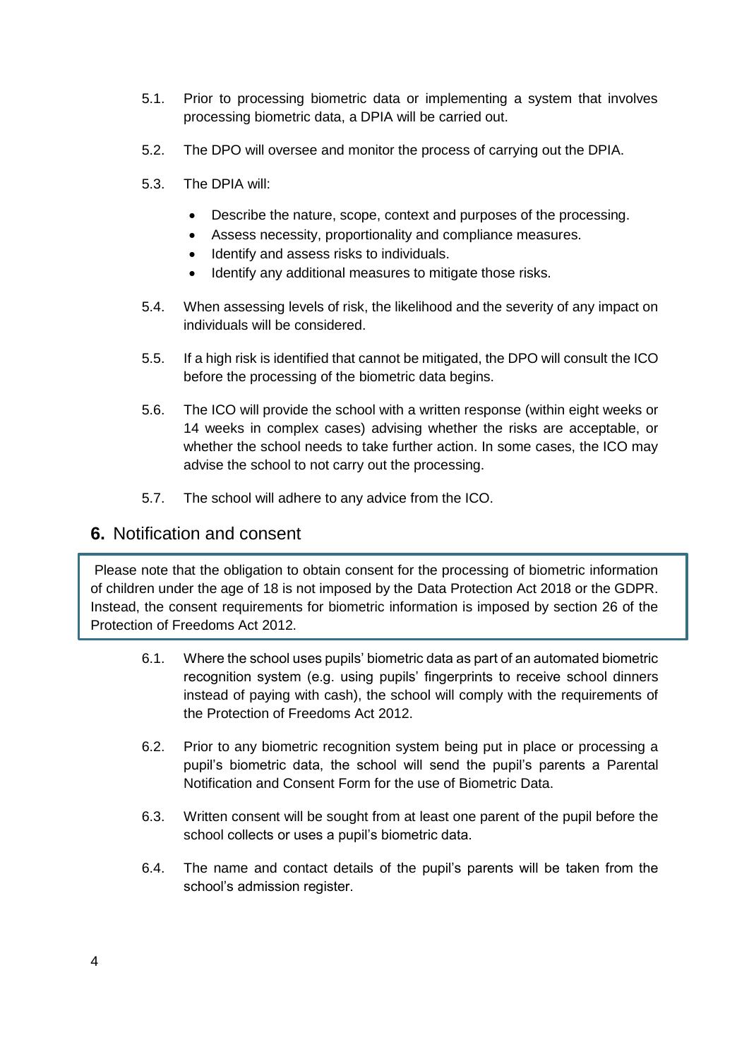5.1. Prior to processing biometric data or implementing a system that involves processing biometric data, a DPIA will be carried out.

5.2. The DPO will oversee and monitor the process of carrying out the DPIA.

5.3. The DPIA will:

- Describe the nature, scope, context and purposes of the processing.
- Assess necessity, proportionality and compliance measures.
- Identify and assess risks to individuals.
- Identify any additional measures to mitigate those risks.

5.4. When assessing levels of risk, the likelihood and the severity of any impact on individuals will be considered.

5.5. If a high risk is identified that cannot be mitigated, the DPO will consult the ICO before the processing of the biometric data begins.

5.6. The ICO will provide the school with a written response (within eight weeks or 14 weeks in complex cases) advising whether the risks are acceptable, or whether the school needs to take further action. In some cases, the ICO may advise the school to not carry out the processing.

5.7. The school will adhere to any advice from the ICO.

## **6.** Notification and consent

Please note that the obligation to obtain consent for the processing of biometric information of children under the age of 18 is not imposed by the Data Protection Act 2018 or the GDPR. Instead, the consent requirements for biometric information is imposed by section 26 of the Protection of Freedoms Act 2012.

6.1. Where the school uses pupils' biometric data as part of an automated biometric recognition system (e.g. using pupils' fingerprints to receive school dinners instead of paying with cash), the school will comply with the requirements of the Protection of Freedoms Act 2012.

6.2. Prior to any biometric recognition system being put in place or processing a pupil's biometric data, the school will send the pupil's parents a Parental Notification and Consent Form for the use of Biometric Data.

6.3. Written consent will be sought from at least one parent of the pupil before the school collects or uses a pupil's biometric data.

6.4. The name and contact details of the pupil's parents will be taken from the school's admission register.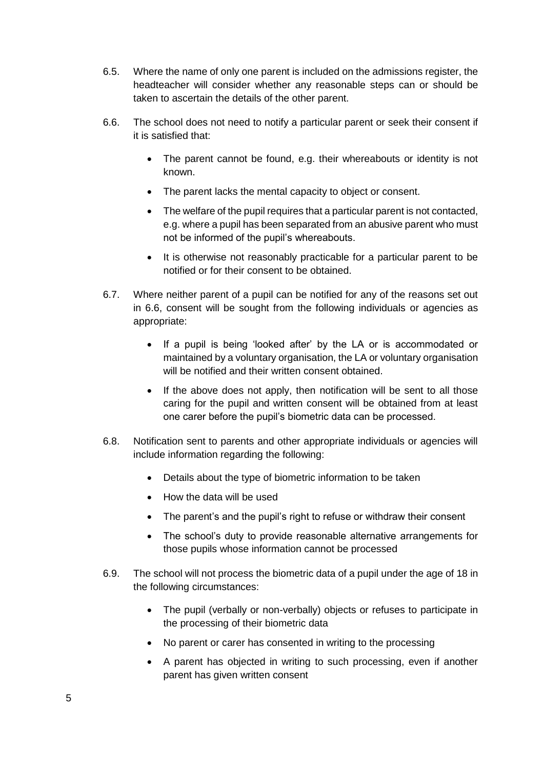6.5. Where the name of only one parent is included on the admissions register, the headteacher will consider whether any reasonable steps can or should be taken to ascertain the details of the other parent.

6.6. The school does not need to notify a particular parent or seek their consent if it is satisfied that:

- The parent cannot be found, e.g. their whereabouts or identity is not known.
- The parent lacks the mental capacity to object or consent.
- The welfare of the pupil requires that a particular parent is not contacted, e.g. where a pupil has been separated from an abusive parent who must not be informed of the pupil's whereabouts.
- It is otherwise not reasonably practicable for a particular parent to be notified or for their consent to be obtained.

6.7. Where neither parent of a pupil can be notified for any of the reasons set out in 6.6, consent will be sought from the following individuals or agencies as appropriate:

- If a pupil is being 'looked after' by the LA or is accommodated or maintained by a voluntary organisation, the LA or voluntary organisation will be notified and their written consent obtained.
- If the above does not apply, then notification will be sent to all those caring for the pupil and written consent will be obtained from at least one carer before the pupil's biometric data can be processed.

6.8. Notification sent to parents and other appropriate individuals or agencies will include information regarding the following:

- Details about the type of biometric information to be taken
- How the data will be used
- The parent's and the pupil's right to refuse or withdraw their consent
- The school's duty to provide reasonable alternative arrangements for those pupils whose information cannot be processed

6.9. The school will not process the biometric data of a pupil under the age of 18 in the following circumstances:

- The pupil (verbally or non-verbally) objects or refuses to participate in the processing of their biometric data
- No parent or carer has consented in writing to the processing
- A parent has objected in writing to such processing, even if another parent has given written consent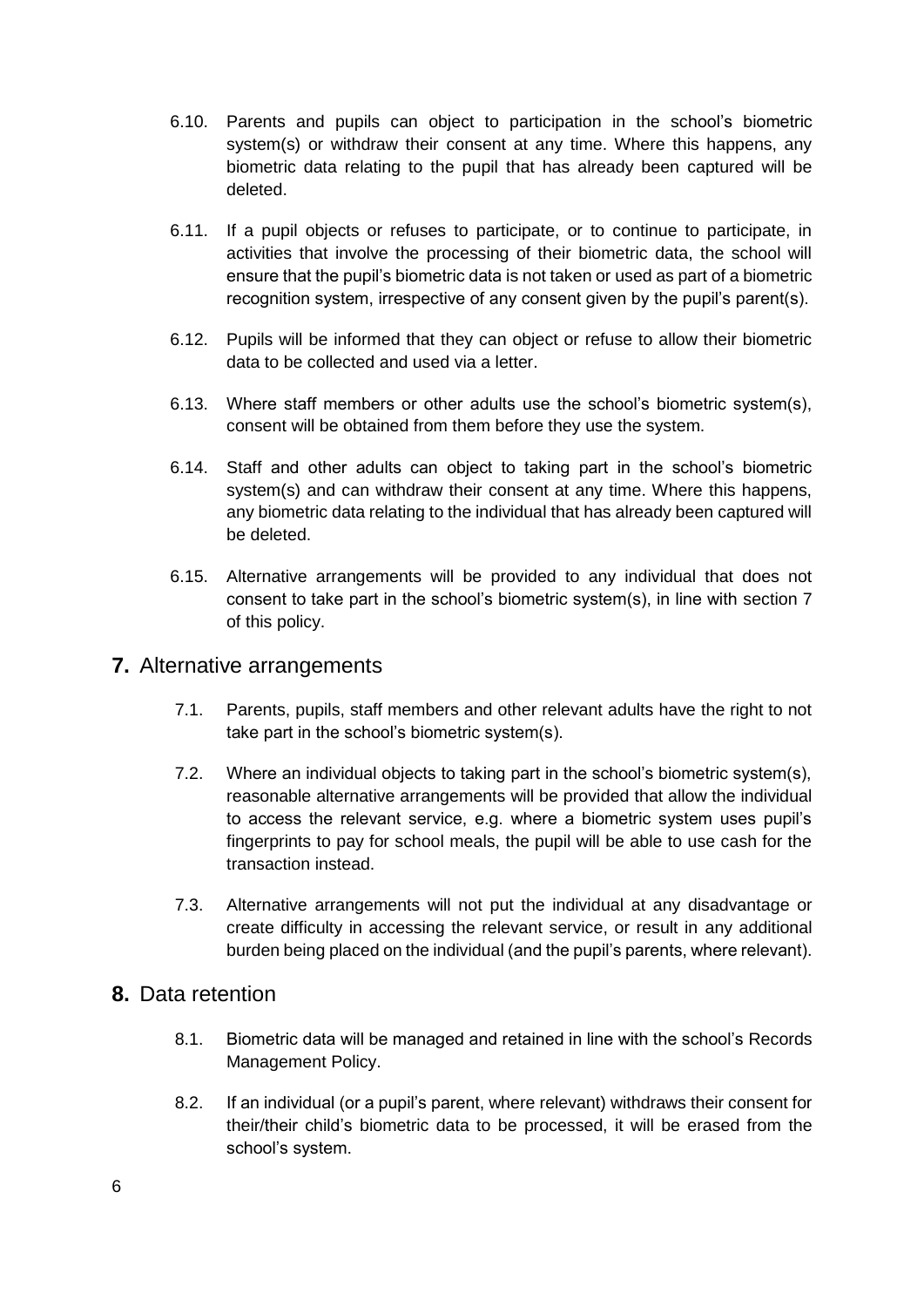6.10. Parents and pupils can object to participation in the school's biometric system(s) or withdraw their consent at any time. Where this happens, any biometric data relating to the pupil that has already been captured will be deleted.

6.11. If a pupil objects or refuses to participate, or to continue to participate, in activities that involve the processing of their biometric data, the school will ensure that the pupil's biometric data is not taken or used as part of a biometric recognition system, irrespective of any consent given by the pupil's parent(s).

6.12. Pupils will be informed that they can object or refuse to allow their biometric data to be collected and used via a letter.

6.13. Where staff members or other adults use the school's biometric system(s), consent will be obtained from them before they use the system.

6.14. Staff and other adults can object to taking part in the school's biometric system(s) and can withdraw their consent at any time. Where this happens, any biometric data relating to the individual that has already been captured will be deleted.

6.15. Alternative arrangements will be provided to any individual that does not consent to take part in the school's biometric system(s), in line with section 7 of this policy.

## 7. Alternative arrangements

7.1. Parents, pupils, staff members and other relevant adults have the right to not take part in the school's biometric system(s).

7.2. Where an individual objects to taking part in the school's biometric system(s), reasonable alternative arrangements will be provided that allow the individual to access the relevant service, e.g. where a biometric system uses pupil's fingerprints to pay for school meals, the pupil will be able to use cash for the transaction instead.

7.3. Alternative arrangements will not put the individual at any disadvantage or create difficulty in accessing the relevant service, or result in any additional burden being placed on the individual (and the pupil's parents, where relevant).

## 8. Data retention

8.1. Biometric data will be managed and retained in line with the school's Records Management Policy.

8.2. If an individual (or a pupil's parent, where relevant) withdraws their consent for their/their child's biometric data to be processed, it will be erased from the school's system.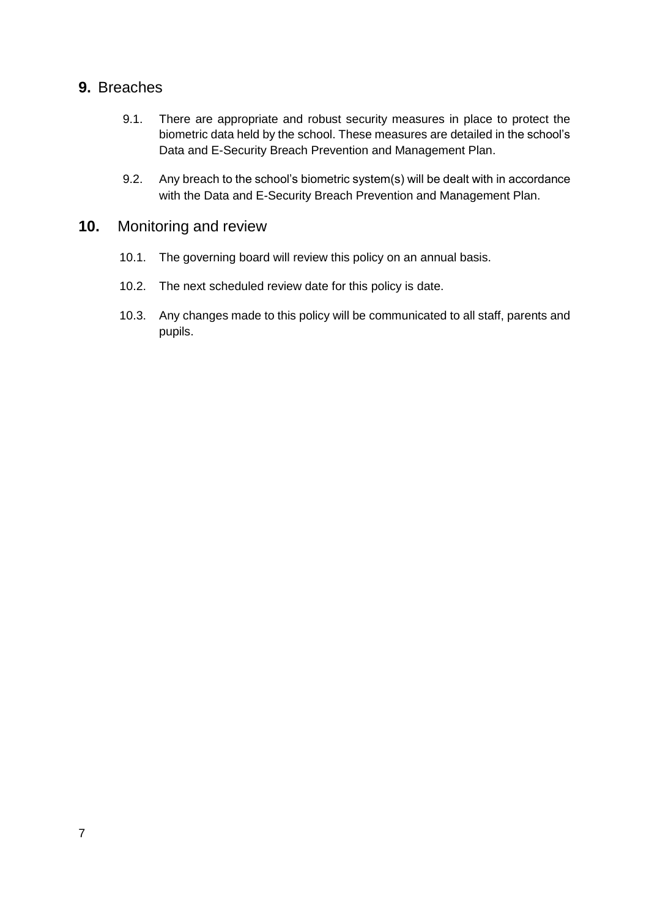## 9. Breaches

9.1. There are appropriate and robust security measures in place to protect the biometric data held by the school. These measures are detailed in the school's Data and E-Security Breach Prevention and Management Plan.

9.2. Any breach to the school's biometric system(s) will be dealt with in accordance with the Data and E-Security Breach Prevention and Management Plan.

## 10. Monitoring and review

10.1. The governing board will review this policy on an annual basis.

10.2. The next scheduled review date for this policy is date.

10.3. Any changes made to this policy will be communicated to all staff, parents and pupils.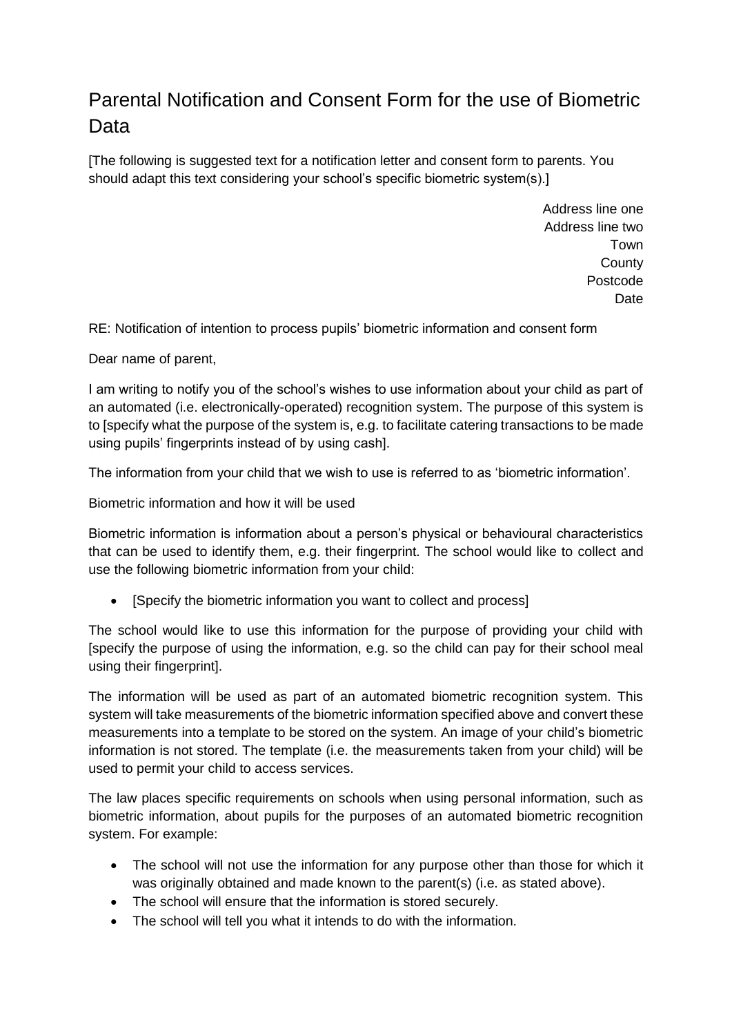# Parental Notification and Consent Form for the use of Biometric Data

[The following is suggested text for a notification letter and consent form to parents. You should adapt this text considering your school's specific biometric system(s).]

Address line one
Address line two
Town
County
Postcode
Date

RE: Notification of intention to process pupils' biometric information and consent form

Dear name of parent,

I am writing to notify you of the school's wishes to use information about your child as part of an automated (i.e. electronically-operated) recognition system. The purpose of this system is to [specify what the purpose of the system is, e.g. to facilitate catering transactions to be made using pupils' fingerprints instead of by using cash].

The information from your child that we wish to use is referred to as 'biometric information'.

Biometric information and how it will be used

Biometric information is information about a person's physical or behavioural characteristics that can be used to identify them, e.g. their fingerprint. The school would like to collect and use the following biometric information from your child:

- [Specify the biometric information you want to collect and process]

The school would like to use this information for the purpose of providing your child with [specify the purpose of using the information, e.g. so the child can pay for their school meal using their fingerprint].

The information will be used as part of an automated biometric recognition system. This system will take measurements of the biometric information specified above and convert these measurements into a template to be stored on the system. An image of your child's biometric information is not stored. The template (i.e. the measurements taken from your child) will be used to permit your child to access services.

The law places specific requirements on schools when using personal information, such as biometric information, about pupils for the purposes of an automated biometric recognition system. For example:

- The school will not use the information for any purpose other than those for which it was originally obtained and made known to the parent(s) (i.e. as stated above).
- The school will ensure that the information is stored securely.
- The school will tell you what it intends to do with the information.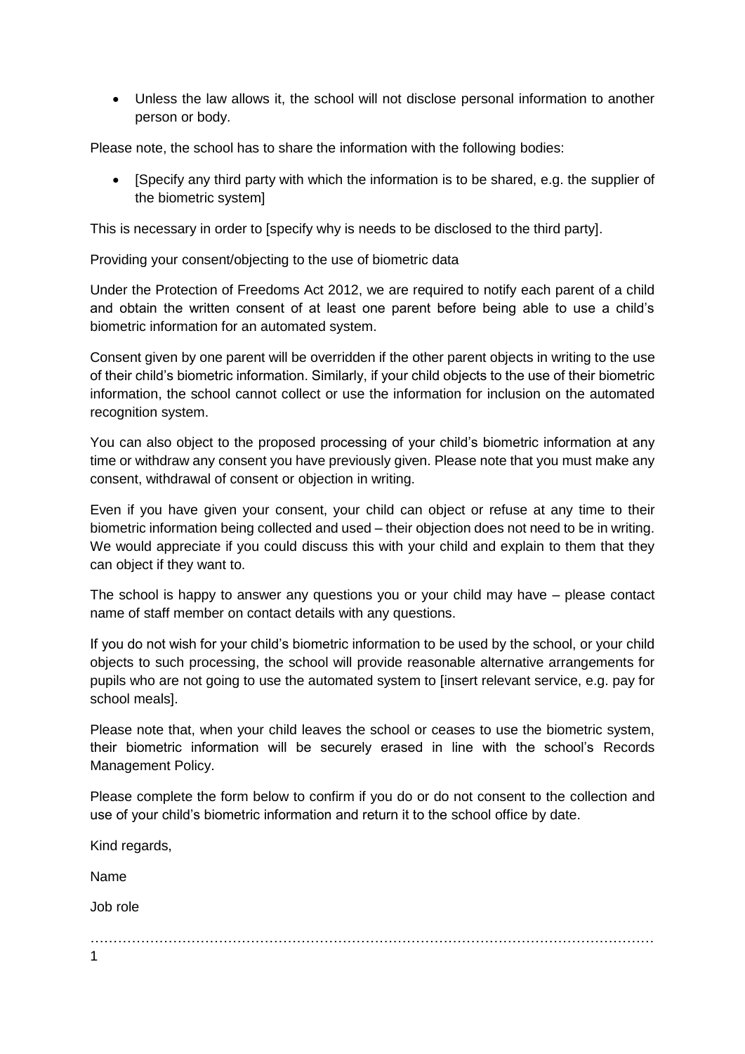- Unless the law allows it, the school will not disclose personal information to another person or body.

Please note, the school has to share the information with the following bodies:

- [Specify any third party with which the information is to be shared, e.g. the supplier of the biometric system]

This is necessary in order to [specify why is needs to be disclosed to the third party].

Providing your consent/objecting to the use of biometric data

Under the Protection of Freedoms Act 2012, we are required to notify each parent of a child and obtain the written consent of at least one parent before being able to use a child's biometric information for an automated system.

Consent given by one parent will be overridden if the other parent objects in writing to the use of their child's biometric information. Similarly, if your child objects to the use of their biometric information, the school cannot collect or use the information for inclusion on the automated recognition system.

You can also object to the proposed processing of your child's biometric information at any time or withdraw any consent you have previously given. Please note that you must make any consent, withdrawal of consent or objection in writing.

Even if you have given your consent, your child can object or refuse at any time to their biometric information being collected and used – their objection does not need to be in writing. We would appreciate if you could discuss this with your child and explain to them that they can object if they want to.

The school is happy to answer any questions you or your child may have – please contact name of staff member on contact details with any questions.

If you do not wish for your child's biometric information to be used by the school, or your child objects to such processing, the school will provide reasonable alternative arrangements for pupils who are not going to use the automated system to [insert relevant service, e.g. pay for school meals].

Please note that, when your child leaves the school or ceases to use the biometric system, their biometric information will be securely erased in line with the school's Records Management Policy.

Please complete the form below to confirm if you do or do not consent to the collection and use of your child's biometric information and return it to the school office by date.

Kind regards,

Name

Job role

…………………………………………………………………………………………………………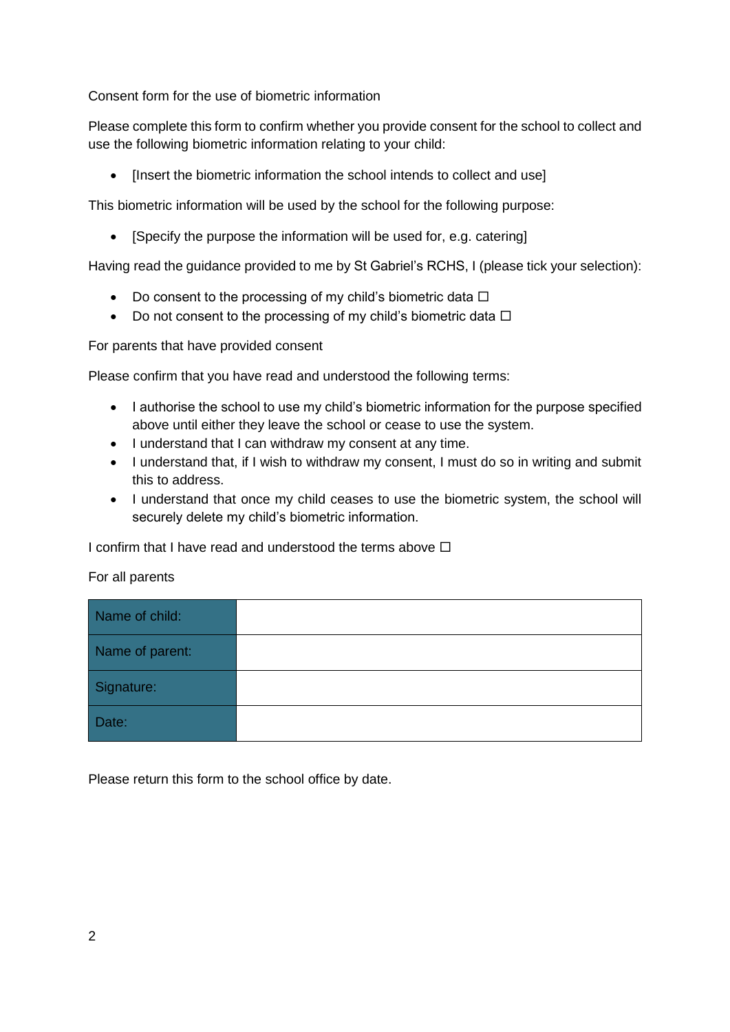Consent form for the use of biometric information

Please complete this form to confirm whether you provide consent for the school to collect and use the following biometric information relating to your child:

- [Insert the biometric information the school intends to collect and use]

This biometric information will be used by the school for the following purpose:

- [Specify the purpose the information will be used for, e.g. catering]

Having read the guidance provided to me by St Gabriel's RCHS, I (please tick your selection):

- Do consent to the processing of my child's biometric data ☐
- Do not consent to the processing of my child's biometric data ☐

For parents that have provided consent

Please confirm that you have read and understood the following terms:

- I authorise the school to use my child's biometric information for the purpose specified above until either they leave the school or cease to use the system.
- I understand that I can withdraw my consent at any time.
- I understand that, if I wish to withdraw my consent, I must do so in writing and submit this to address.
- I understand that once my child ceases to use the biometric system, the school will securely delete my child's biometric information.

I confirm that I have read and understood the terms above ☐

For all parents

| | |
|---|---|
| Name of child: | |
| Name of parent: | |
| Signature: | |
| Date: | |

Please return this form to the school office by date.